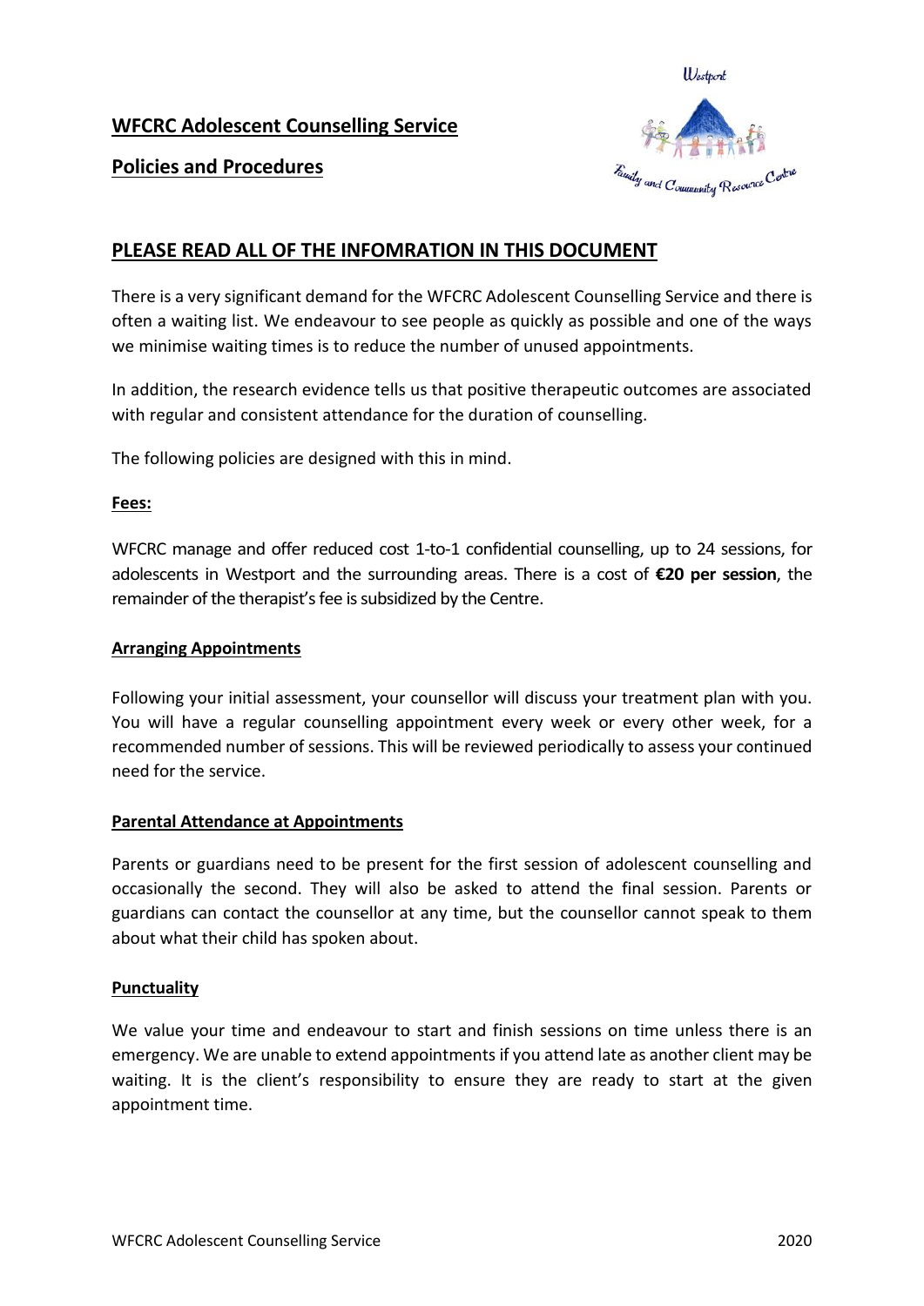# WFCRC Adolescent Counselling Service

## Policies and Procedures

## PLEASE READ ALL OF THE INFOMRATION IN THIS DOCUMENT

There is a very significant demand for the WFCRC Adolescent Counselling Service and there is often a waiting list. We endeavour to see people as quickly as possible and one of the ways we minimise waiting times is to reduce the number of unused appointments.

In addition, the research evidence tells us that positive therapeutic outcomes are associated with regular and consistent attendance for the duration of counselling.

The following policies are designed with this in mind.

### Fees:

WFCRC manage and offer reduced cost 1-to-1 confidential counselling, up to 24 sessions, for adolescents in Westport and the surrounding areas. There is a cost of **€20 per session**, the remainder of the therapist's fee is subsidized by the Centre.

### Arranging Appointments

Following your initial assessment, your counsellor will discuss your treatment plan with you. You will have a regular counselling appointment every week or every other week, for a recommended number of sessions. This will be reviewed periodically to assess your continued need for the service.

### Parental Attendance at Appointments

Parents or guardians need to be present for the first session of adolescent counselling and occasionally the second. They will also be asked to attend the final session. Parents or guardians can contact the counsellor at any time, but the counsellor cannot speak to them about what their child has spoken about.

### Punctuality

We value your time and endeavour to start and finish sessions on time unless there is an emergency. We are unable to extend appointments if you attend late as another client may be waiting. It is the client's responsibility to ensure they are ready to start at the given appointment time.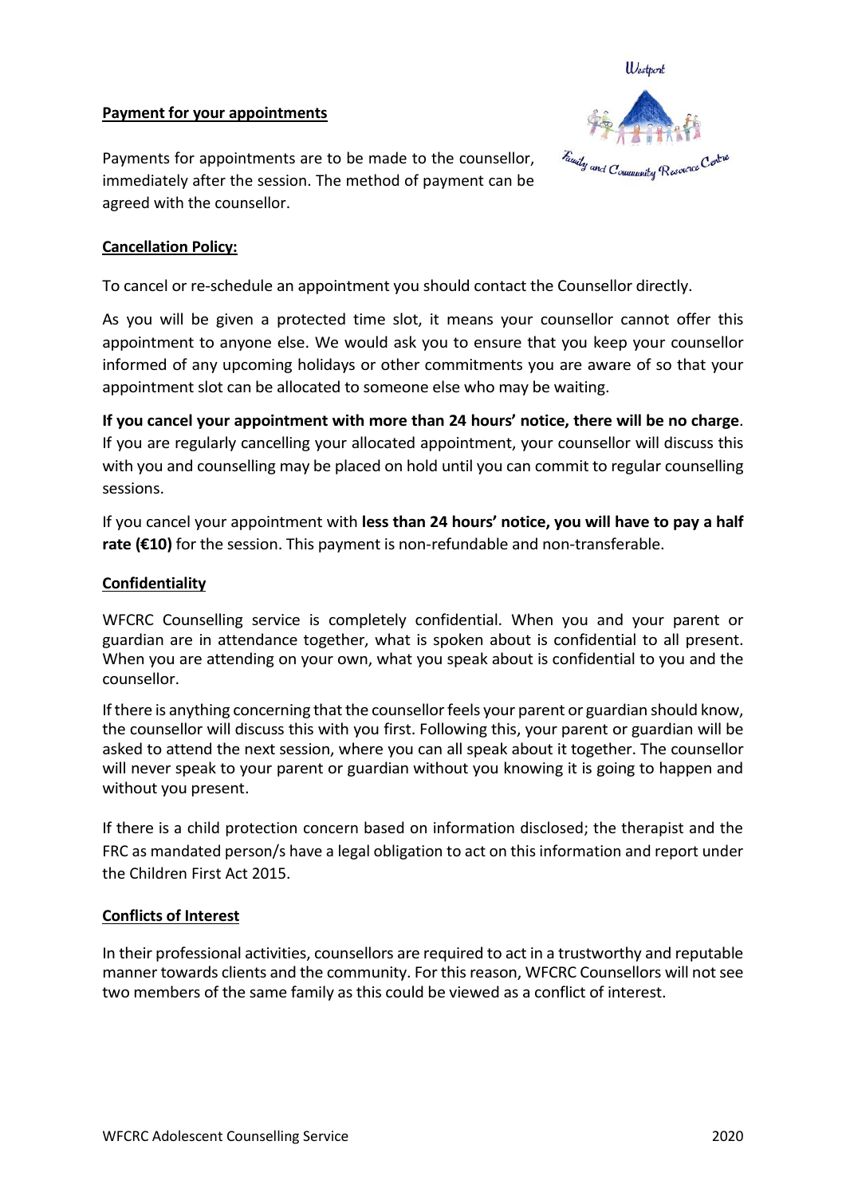## Payment for your appointments

Payments for appointments are to be made to the counsellor, immediately after the session. The method of payment can be agreed with the counsellor.

## Cancellation Policy:

To cancel or re-schedule an appointment you should contact the Counsellor directly.

As you will be given a protected time slot, it means your counsellor cannot offer this appointment to anyone else. We would ask you to ensure that you keep your counsellor informed of any upcoming holidays or other commitments you are aware of so that your appointment slot can be allocated to someone else who may be waiting.

**If you cancel your appointment with more than 24 hours' notice, there will be no charge**. If you are regularly cancelling your allocated appointment, your counsellor will discuss this with you and counselling may be placed on hold until you can commit to regular counselling sessions.

If you cancel your appointment with **less than 24 hours' notice, you will have to pay a half rate (€10)** for the session. This payment is non-refundable and non-transferable.

## Confidentiality

WFCRC Counselling service is completely confidential. When you and your parent or guardian are in attendance together, what is spoken about is confidential to all present. When you are attending on your own, what you speak about is confidential to you and the counsellor.

If there is anything concerning that the counsellor feels your parent or guardian should know, the counsellor will discuss this with you first. Following this, your parent or guardian will be asked to attend the next session, where you can all speak about it together. The counsellor will never speak to your parent or guardian without you knowing it is going to happen and without you present.

If there is a child protection concern based on information disclosed; the therapist and the FRC as mandated person/s have a legal obligation to act on this information and report under the Children First Act 2015.

## Conflicts of Interest

In their professional activities, counsellors are required to act in a trustworthy and reputable manner towards clients and the community. For this reason, WFCRC Counsellors will not see two members of the same family as this could be viewed as a conflict of interest.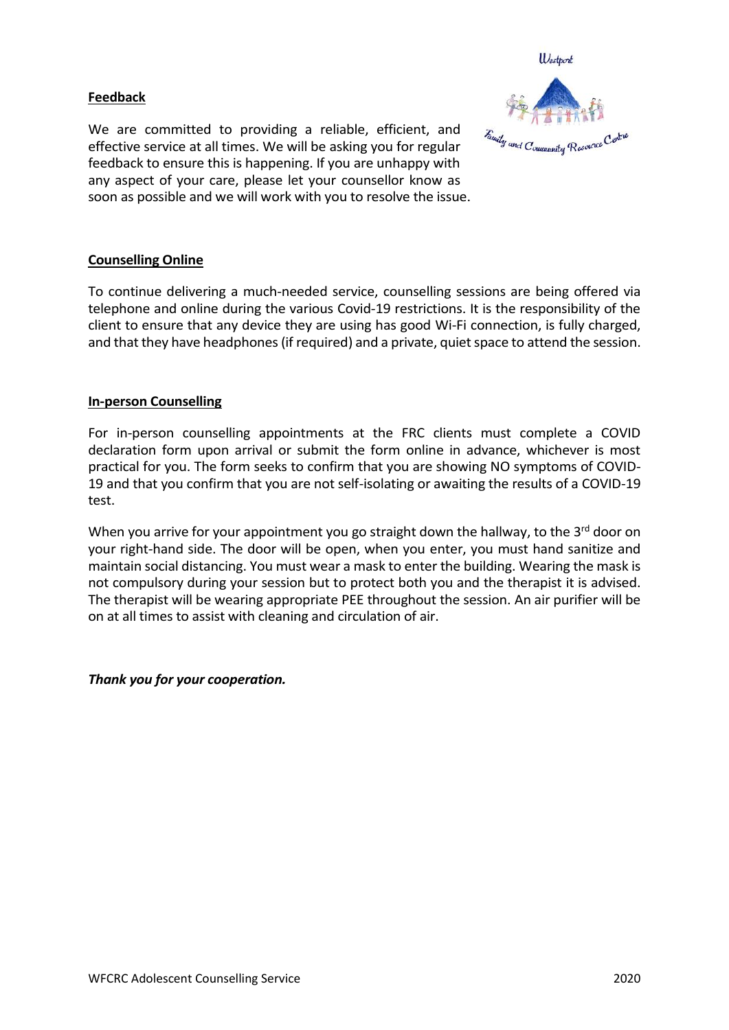**Feedback**

We are committed to providing a reliable, efficient, and effective service at all times. We will be asking you for regular feedback to ensure this is happening. If you are unhappy with any aspect of your care, please let your counsellor know as soon as possible and we will work with you to resolve the issue.

**Counselling Online**

To continue delivering a much-needed service, counselling sessions are being offered via telephone and online during the various Covid-19 restrictions. It is the responsibility of the client to ensure that any device they are using has good Wi-Fi connection, is fully charged, and that they have headphones (if required) and a private, quiet space to attend the session.

**In-person Counselling**

For in-person counselling appointments at the FRC clients must complete a COVID declaration form upon arrival or submit the form online in advance, whichever is most practical for you. The form seeks to confirm that you are showing NO symptoms of COVID-19 and that you confirm that you are not self-isolating or awaiting the results of a COVID-19 test.

When you arrive for your appointment you go straight down the hallway, to the 3rd door on your right-hand side. The door will be open, when you enter, you must hand sanitize and maintain social distancing. You must wear a mask to enter the building. Wearing the mask is not compulsory during your session but to protect both you and the therapist it is advised. The therapist will be wearing appropriate PEE throughout the session. An air purifier will be on at all times to assist with cleaning and circulation of air.

***Thank you for your cooperation.***